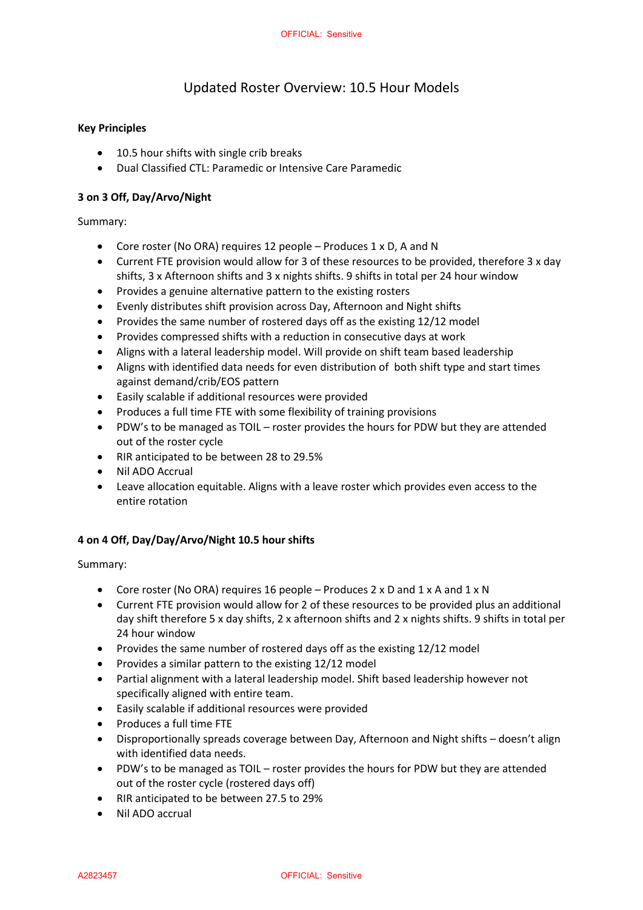# Updated Roster Overview: 10.5 Hour Models

**Key Principles**

- 10.5 hour shifts with single crib breaks
- Dual Classified CTL: Paramedic or Intensive Care Paramedic

**3 on 3 Off, Day/Arvo/Night**

Summary:

- Core roster (No ORA) requires 12 people – Produces 1 x D, A and N
- Current FTE provision would allow for 3 of these resources to be provided, therefore 3 x day shifts, 3 x Afternoon shifts and 3 x nights shifts. 9 shifts in total per 24 hour window
- Provides a genuine alternative pattern to the existing rosters
- Evenly distributes shift provision across Day, Afternoon and Night shifts
- Provides the same number of rostered days off as the existing 12/12 model
- Provides compressed shifts with a reduction in consecutive days at work
- Aligns with a lateral leadership model. Will provide on shift team based leadership
- Aligns with identified data needs for even distribution of both shift type and start times against demand/crib/EOS pattern
- Easily scalable if additional resources were provided
- Produces a full time FTE with some flexibility of training provisions
- PDW's to be managed as TOIL – roster provides the hours for PDW but they are attended out of the roster cycle
- RIR anticipated to be between 28 to 29.5%
- Nil ADO Accrual
- Leave allocation equitable. Aligns with a leave roster which provides even access to the entire rotation

**4 on 4 Off, Day/Day/Arvo/Night 10.5 hour shifts**

Summary:

- Core roster (No ORA) requires 16 people – Produces 2 x D and 1 x A and 1 x N
- Current FTE provision would allow for 2 of these resources to be provided plus an additional day shift therefore 5 x day shifts, 2 x afternoon shifts and 2 x nights shifts. 9 shifts in total per 24 hour window
- Provides the same number of rostered days off as the existing 12/12 model
- Provides a similar pattern to the existing 12/12 model
- Partial alignment with a lateral leadership model. Shift based leadership however not specifically aligned with entire team.
- Easily scalable if additional resources were provided
- Produces a full time FTE
- Disproportionally spreads coverage between Day, Afternoon and Night shifts – doesn't align with identified data needs.
- PDW's to be managed as TOIL – roster provides the hours for PDW but they are attended out of the roster cycle (rostered days off)
- RIR anticipated to be between 27.5 to 29%
- Nil ADO accrual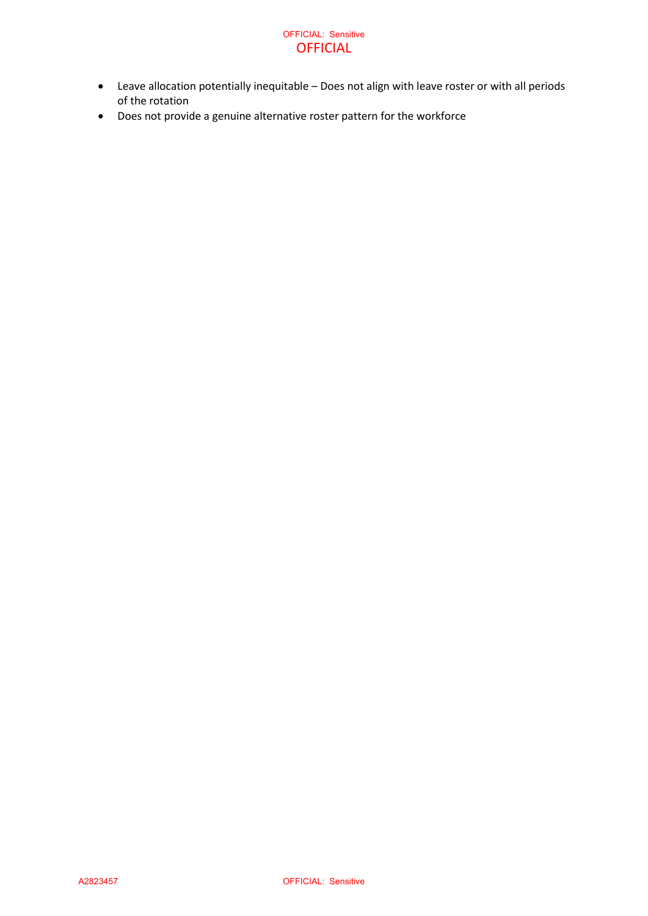- Leave allocation potentially inequitable – Does not align with leave roster or with all periods of the rotation
- Does not provide a genuine alternative roster pattern for the workforce